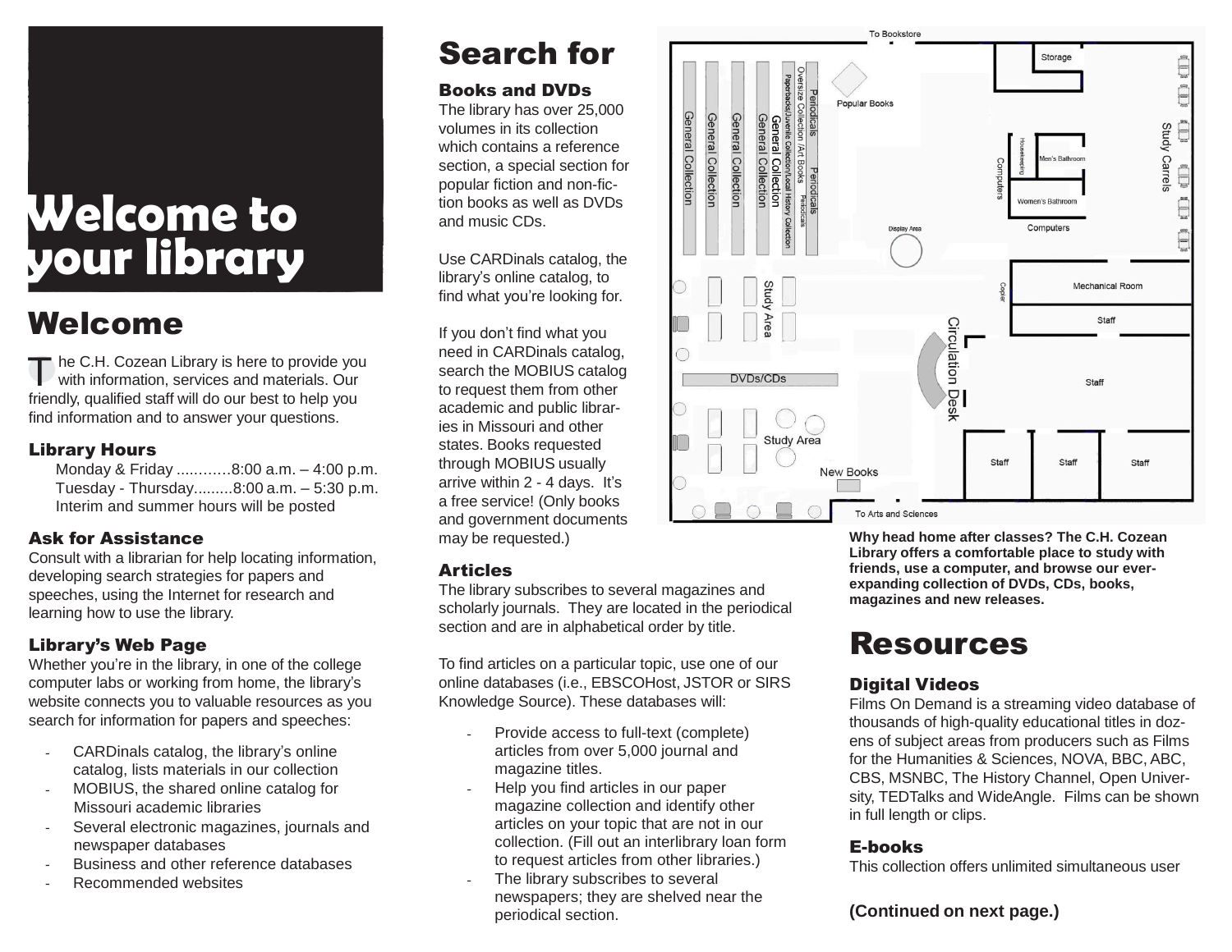# Welcome to your library

## Welcome

The C.H. Cozean Library is here to provide you with information, services and materials. Our friendly, qualified staff will do our best to help you find information and to answer your questions.

### Library Hours

Monday & Friday ............8:00 a.m. – 4:00 p.m.
Tuesday - Thursday.........8:00 a.m. – 5:30 p.m.
Interim and summer hours will be posted

### Ask for Assistance

Consult with a librarian for help locating information, developing search strategies for papers and speeches, using the Internet for research and learning how to use the library.

### Library's Web Page

Whether you're in the library, in one of the college computer labs or working from home, the library's website connects you to valuable resources as you search for information for papers and speeches:

- CARDinals catalog, the library's online catalog, lists materials in our collection
- MOBIUS, the shared online catalog for Missouri academic libraries
- Several electronic magazines, journals and newspaper databases
- Business and other reference databases
- Recommended websites

## Search for

### Books and DVDs

The library has over 25,000 volumes in its collection which contains a reference section, a special section for popular fiction and non-fiction books as well as DVDs and music CDs.

Use CARDinals catalog, the library's online catalog, to find what you're looking for.

If you don't find what you need in CARDinals catalog, search the MOBIUS catalog to request them from other academic and public libraries in Missouri and other states. Books requested through MOBIUS usually arrive within 2 - 4 days. It's a free service! (Only books and government documents may be requested.)

### Articles

The library subscribes to several magazines and scholarly journals. They are located in the periodical section and are in alphabetical order by title.

To find articles on a particular topic, use one of our online databases (i.e., EBSCOHost, JSTOR or SIRS Knowledge Source). These databases will:

- Provide access to full-text (complete) articles from over 5,000 journal and magazine titles.
- Help you find articles in our paper magazine collection and identify other articles on your topic that are not in our collection. (Fill out an interlibrary loan form to request articles from other libraries.)
- The library subscribes to several newspapers; they are shelved near the periodical section.

**Why head home after classes? The C.H. Cozean Library offers a comfortable place to study with friends, use a computer, and browse our ever-expanding collection of DVDs, CDs, books, magazines and new releases.**

## Resources

### Digital Videos

Films On Demand is a streaming video database of thousands of high-quality educational titles in dozens of subject areas from producers such as Films for the Humanities & Sciences, NOVA, BBC, ABC, CBS, MSNBC, The History Channel, Open University, TEDTalks and WideAngle. Films can be shown in full length or clips.

### E-books

This collection offers unlimited simultaneous user

**(Continued on next page.)**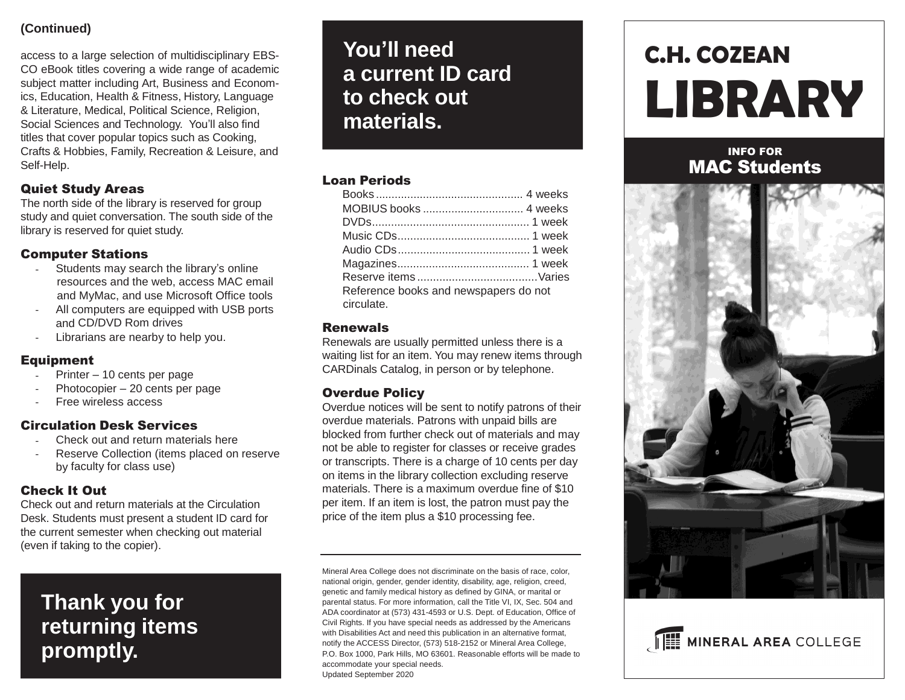**(Continued)**

access to a large selection of multidisciplinary EBSCO eBook titles covering a wide range of academic subject matter including Art, Business and Economics, Education, Health & Fitness, History, Language & Literature, Medical, Political Science, Religion, Social Sciences and Technology. You'll also find titles that cover popular topics such as Cooking, Crafts & Hobbies, Family, Recreation & Leisure, and Self-Help.

## Quiet Study Areas

The north side of the library is reserved for group study and quiet conversation. The south side of the library is reserved for quiet study.

## Computer Stations

- Students may search the library's online resources and the web, access MAC email and MyMac, and use Microsoft Office tools
- All computers are equipped with USB ports and CD/DVD Rom drives
- Librarians are nearby to help you.

## Equipment

- Printer – 10 cents per page
- Photocopier – 20 cents per page
- Free wireless access

## Circulation Desk Services

- Check out and return materials here
- Reserve Collection (items placed on reserve by faculty for class use)

## Check It Out

Check out and return materials at the Circulation Desk. Students must present a student ID card for the current semester when checking out material (even if taking to the copier).

**Thank you for returning items promptly.**

**You'll need a current ID card to check out materials.**

## Loan Periods

| | |
|---|---|
| Books | 4 weeks |
| MOBIUS books | 4 weeks |
| DVDs | 1 week |
| Music CDs | 1 week |
| Audio CDs | 1 week |
| Magazines | 1 week |
| Reserve items | Varies |

Reference books and newspapers do not circulate.

## Renewals

Renewals are usually permitted unless there is a waiting list for an item. You may renew items through CARDinals Catalog, in person or by telephone.

## Overdue Policy

Overdue notices will be sent to notify patrons of their overdue materials. Patrons with unpaid bills are blocked from further check out of materials and may not be able to register for classes or receive grades or transcripts. There is a charge of 10 cents per day on items in the library collection excluding reserve materials. There is a maximum overdue fine of $10 per item. If an item is lost, the patron must pay the price of the item plus a $10 processing fee.

---

Mineral Area College does not discriminate on the basis of race, color, national origin, gender, gender identity, disability, age, religion, creed, genetic and family medical history as defined by GINA, or marital or parental status. For more information, call the Title VI, IX, Sec. 504 and ADA coordinator at (573) 431-4593 or U.S. Dept. of Education, Office of Civil Rights. If you have special needs as addressed by the Americans with Disabilities Act and need this publication in an alternative format, notify the ACCESS Director, (573) 518-2152 or Mineral Area College, P.O. Box 1000, Park Hills, MO 63601. Reasonable efforts will be made to accommodate your special needs.
Updated September 2020

# C.H. COZEAN LIBRARY

## INFO FOR MAC Students

MINERAL AREA COLLEGE